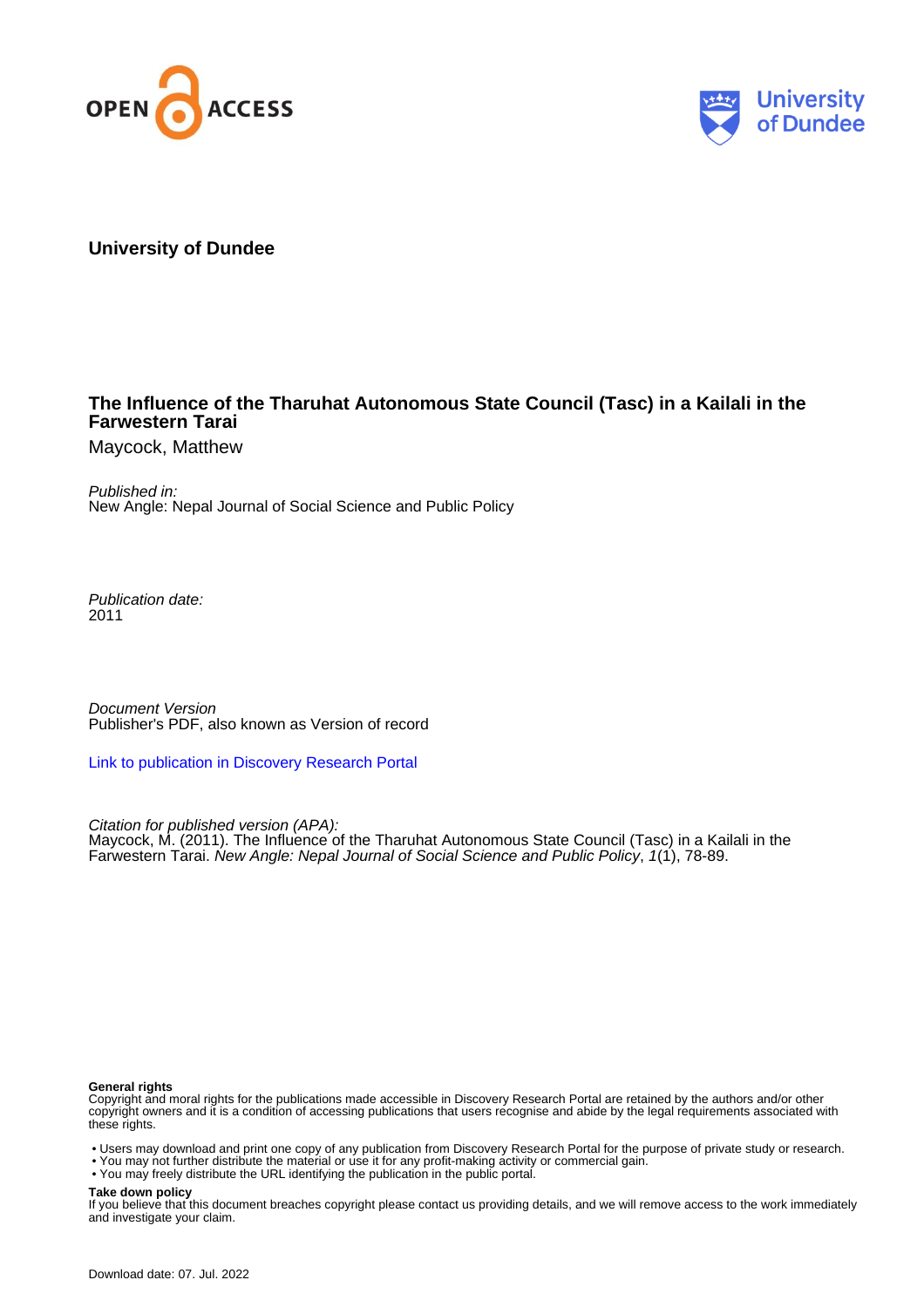**University of Dundee**

# The Influence of the Tharuhat Autonomous State Council (Tasc) in a Kailali in the Farwestern Tarai

Maycock, Matthew

*Published in:*
New Angle: Nepal Journal of Social Science and Public Policy

*Publication date:*
2011

*Document Version*
Publisher's PDF, also known as Version of record

Link to publication in Discovery Research Portal

*Citation for published version (APA):*
Maycock, M. (2011). The Influence of the Tharuhat Autonomous State Council (Tasc) in a Kailali in the Farwestern Tarai. *New Angle: Nepal Journal of Social Science and Public Policy*, *1*(1), 78-89.

**General rights**
Copyright and moral rights for the publications made accessible in Discovery Research Portal are retained by the authors and/or other copyright owners and it is a condition of accessing publications that users recognise and abide by the legal requirements associated with these rights.

- Users may download and print one copy of any publication from Discovery Research Portal for the purpose of private study or research.
- You may not further distribute the material or use it for any profit-making activity or commercial gain.
- You may freely distribute the URL identifying the publication in the public portal.

**Take down policy**
If you believe that this document breaches copyright please contact us providing details, and we will remove access to the work immediately and investigate your claim.

Download date: 07. Jul. 2022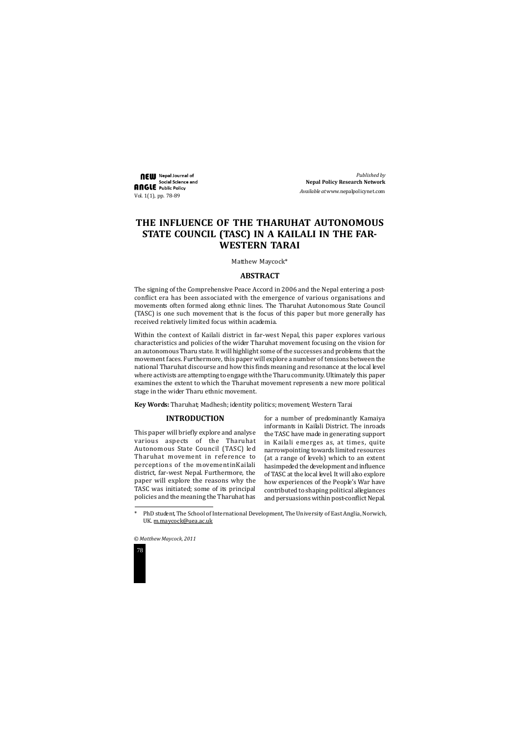# THE INFLUENCE OF THE THARUHAT AUTONOMOUS STATE COUNCIL (TASC) IN A KAILALI IN THE FAR-WESTERN TARAI

Matthew Maycock*

## ABSTRACT

The signing of the Comprehensive Peace Accord in 2006 and the Nepal entering a post-conflict era has been associated with the emergence of various organisations and movements often formed along ethnic lines. The Tharuhat Autonomous State Council (TASC) is one such movement that is the focus of this paper but more generally has received relatively limited focus within academia.

Within the context of Kailali district in far-west Nepal, this paper explores various characteristics and policies of the wider Tharuhat movement focusing on the vision for an autonomous Tharu state. It will highlight some of the successes and problems that the movement faces. Furthermore, this paper will explore a number of tensions between the national Tharuhat discourse and how this finds meaning and resonance at the local level where activists are attempting to engage with the Tharu community. Ultimately this paper examines the extent to which the Tharuhat movement represents a new more political stage in the wider Tharu ethnic movement.

**Key Words:** Tharuhat; Madhesh; identity politics; movement; Western Tarai

## INTRODUCTION

This paper will briefly explore and analyse various aspects of the Tharuhat Autonomous State Council (TASC) led Tharuhat movement in reference to perceptions of the movementinKailali district, far-west Nepal. Furthermore, the paper will explore the reasons why the TASC was initiated; some of its principal policies and the meaning the Tharuhat has for a number of predominantly Kamaiya informants in Kailali District. The inroads the TASC have made in generating support in Kailali emerges as, at times, quite narrowpointing towards limited resources (at a range of levels) which to an extent hasimpeded the development and influence of TASC at the local level. It will also explore how experiences of the People's War have contributed to shaping political allegiances and persuasions within post-conflict Nepal.

* PhD student, The School of International Development, The University of East Anglia, Norwich, UK. m.maycock@uea.ac.uk

© *Matthew Maycock, 2011*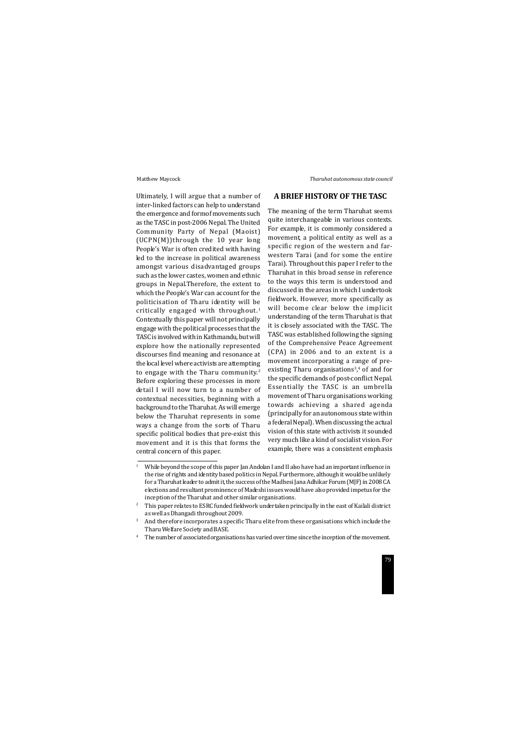Ultimately, I will argue that a number of inter-linked factors can help to understand the emergence and form of movements such as the TASC in post-2006 Nepal. The United Community Party of Nepal (Maoist) (UCPN(M)) through the 10 year long People's War is often credited with having led to the increase in political awareness amongst various disadvantaged groups such as the lower castes, women and ethnic groups in Nepal. Therefore, the extent to which the People's War can account for the politicisation of Tharu identity will be critically engaged with throughout.[1] Contextually this paper will not principally engage with the political processes that the TASC is involved with in Kathmandu, but will explore how the nationally represented discourses find meaning and resonance at the local level where activists are attempting to engage with the Tharu community.[2] Before exploring these processes in more detail I will now turn to a number of contextual necessities, beginning with a background to the Tharuhat. As will emerge below the Tharuhat represents in some ways a change from the sorts of Tharu specific political bodies that pre-exist this movement and it is this that forms the central concern of this paper.

## A BRIEF HISTORY OF THE TASC

The meaning of the term Tharuhat seems quite interchangeable in various contexts. For example, it is commonly considered a movement, a political entity as well as a specific region of the western and far-western Tarai (and for some the entire Tarai). Throughout this paper I refer to the Tharuhat in this broad sense in reference to the ways this term is understood and discussed in the areas in which I undertook fieldwork. However, more specifically as will become clear below the implicit understanding of the term Tharuhat is that it is closely associated with the TASC. The TASC was established following the signing of the Comprehensive Peace Agreement (CPA) in 2006 and to an extent is a movement incorporating a range of pre-existing Tharu organisations[3,4] of and for the specific demands of post-conflict Nepal. Essentially the TASC is an umbrella movement of Tharu organisations working towards achieving a shared agenda (principally for an autonomous state within a federal Nepal). When discussing the actual vision of this state with activists it sounded very much like a kind of socialist vision. For example, there was a consistent emphasis

---

[1] While beyond the scope of this paper Jan Andolan I and II also have had an important influence in the rise of rights and identity based politics in Nepal. Furthermore, although it would be unlikely for a Tharuhat leader to admit it, the success of the Madhesi Jana Adhikar Forum (MJF) in 2008 CA elections and resultant prominence of Madeshi issues would have also provided impetus for the inception of the Tharuhat and other similar organisations.

[2] This paper relates to ESRC funded fieldwork undertaken principally in the east of Kailali district as well as Dhangadi throughout 2009.

[3] And therefore incorporates a specific Tharu elite from these organisations which include the Tharu Welfare Society and BASE.

[4] The number of associated organisations has varied over time since the inception of the movement.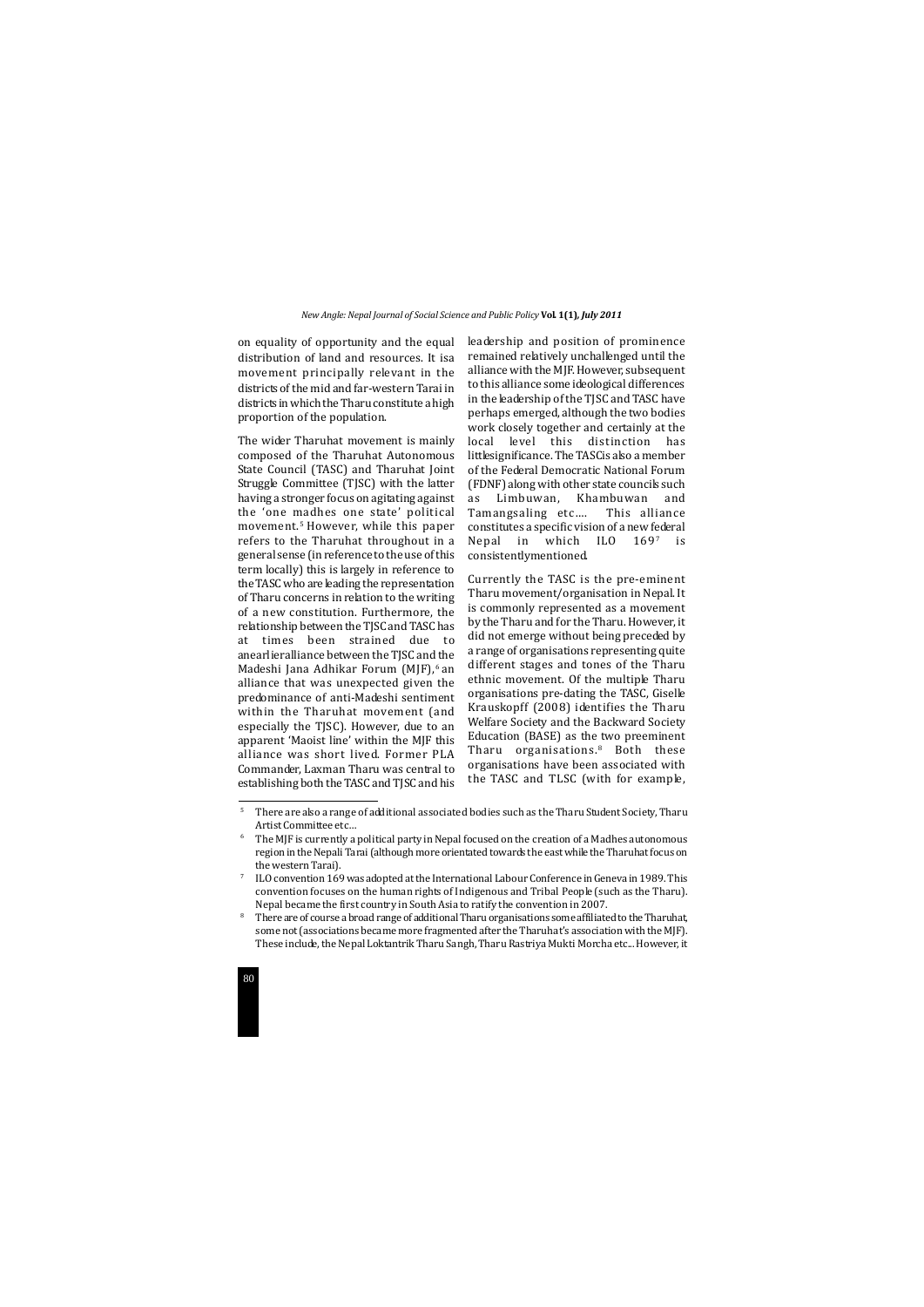on equality of opportunity and the equal distribution of land and resources. It isa movement principally relevant in the districts of the mid and far-western Tarai in districts in which the Tharu constitute a high proportion of the population.

The wider Tharuhat movement is mainly composed of the Tharuhat Autonomous State Council (TASC) and Tharuhat Joint Struggle Committee (TJSC) with the latter having a stronger focus on agitating against the 'one madhes one state' political movement.[5] However, while this paper refers to the Tharuhat throughout in a general sense (in reference to the use of this term locally) this is largely in reference to the TASC who are leading the representation of Tharu concerns in relation to the writing of a new constitution. Furthermore, the relationship between the TJSC and TASC has at times been strained due to anearlieralliance between the TJSC and the Madeshi Jana Adhikar Forum (MJF),[6] an alliance that was unexpected given the predominance of anti-Madeshi sentiment within the Tharuhat movement (and especially the TJSC). However, due to an apparent 'Maoist line' within the MJF this alliance was short lived. Former PLA Commander, Laxman Tharu was central to establishing both the TASC and TJSC and his leadership and position of prominence remained relatively unchallenged until the alliance with the MJF. However, subsequent to this alliance some ideological differences in the leadership of the TJSC and TASC have perhaps emerged, although the two bodies work closely together and certainly at the local level this distinction has littlesignificance. The TASCis also a member of the Federal Democratic National Forum (FDNF) along with other state councils such as Limbuwan, Khambuwan and Tamangsaling etc.... This alliance constitutes a specific vision of a new federal Nepal in which ILO 169[7] is consistentlymentioned.

Currently the TASC is the pre-eminent Tharu movement/organisation in Nepal. It is commonly represented as a movement by the Tharu and for the Tharu. However, it did not emerge without being preceded by a range of organisations representing quite different stages and tones of the Tharu ethnic movement. Of the multiple Tharu organisations pre-dating the TASC, Giselle Krauskopff (2008) identifies the Tharu Welfare Society and the Backward Society Education (BASE) as the two preeminent Tharu organisations.[8] Both these organisations have been associated with the TASC and TLSC (with for example,

---

[5] There are also a range of additional associated bodies such as the Tharu Student Society, Tharu Artist Committee etc…

[6] The MJF is currently a political party in Nepal focused on the creation of a Madhes autonomous region in the Nepali Tarai (although more orientated towards the east while the Tharuhat focus on the western Tarai).

[7] ILO convention 169 was adopted at the International Labour Conference in Geneva in 1989. This convention focuses on the human rights of Indigenous and Tribal People (such as the Tharu). Nepal became the first country in South Asia to ratify the convention in 2007.

[8] There are of course a broad range of additional Tharu organisations some affiliated to the Tharuhat, some not (associations became more fragmented after the Tharuhat's association with the MJF). These include, the Nepal Loktantrik Tharu Sangh, Tharu Rastriya Mukti Morcha etc... However, it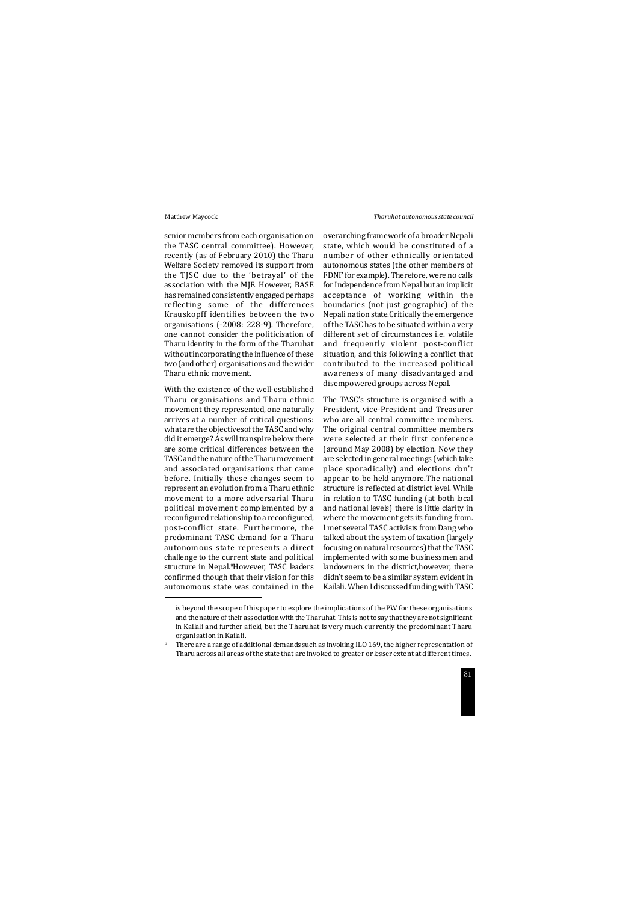senior members from each organisation on the TASC central committee). However, recently (as of February 2010) the Tharu Welfare Society removed its support from the TJSC due to the 'betrayal' of the association with the MJF. However, BASE has remained consistently engaged perhaps reflecting some of the differences Krauskopff identifies between the two organisations (-2008: 228-9). Therefore, one cannot consider the politicisation of Tharu identity in the form of the Tharuhat without incorporating the influence of these two (and other) organisations and the wider Tharu ethnic movement.

With the existence of the well-established Tharu organisations and Tharu ethnic movement they represented, one naturally arrives at a number of critical questions: what are the objectives of the TASC and why did it emerge? As will transpire below there are some critical differences between the TASC and the nature of the Tharu movement and associated organisations that came before. Initially these changes seem to represent an evolution from a Tharu ethnic movement to a more adversarial Tharu political movement complemented by a reconfigured relationship to a reconfigured, post-conflict state. Furthermore, the predominant TASC demand for a Tharu autonomous state represents a direct challenge to the current state and political structure in Nepal.[9] However, TASC leaders confirmed though that their vision for this autonomous state was contained in the overarching framework of a broader Nepali state, which would be constituted of a number of other ethnically orientated autonomous states (the other members of FDNF for example). Therefore, were no calls for Independence from Nepal but an implicit acceptance of working within the boundaries (not just geographic) of the Nepali nation state. Critically the emergence of the TASC has to be situated within a very different set of circumstances i.e. volatile and frequently violent post-conflict situation, and this following a conflict that contributed to the increased political awareness of many disadvantaged and disempowered groups across Nepal.

The TASC's structure is organised with a President, vice-President and Treasurer who are all central committee members. The original central committee members were selected at their first conference (around May 2008) by election. Now they are selected in general meetings (which take place sporadically) and elections don't appear to be held anymore. The national structure is reflected at district level. While in relation to TASC funding (at both local and national levels) there is little clarity in where the movement gets its funding from. I met several TASC activists from Dang who talked about the system of taxation (largely focusing on natural resources) that the TASC implemented with some businessmen and landowners in the district, however, there didn't seem to be a similar system evident in Kailali. When I discussed funding with TASC

---

is beyond the scope of this paper to explore the implications of the PW for these organisations and the nature of their association with the Tharuhat. This is not to say that they are not significant in Kailali and further afield, but the Tharuhat is very much currently the predominant Tharu organisation in Kailali.

[9] There are a range of additional demands such as invoking ILO 169, the higher representation of Tharu across all areas of the state that are invoked to greater or lesser extent at different times.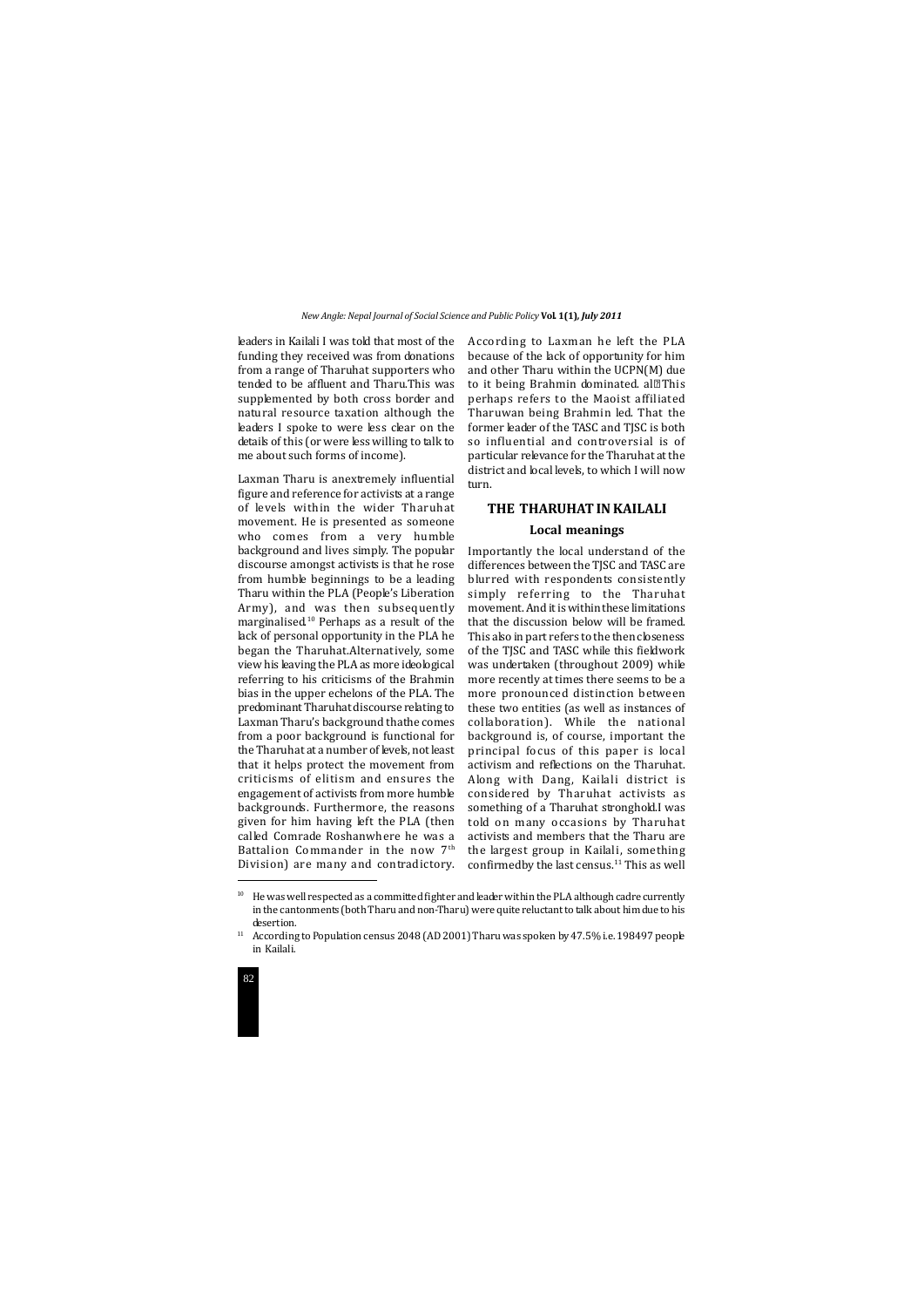leaders in Kailali I was told that most of the funding they received was from donations from a range of Tharuhat supporters who tended to be affluent and Tharu.This was supplemented by both cross border and natural resource taxation although the leaders I spoke to were less clear on the details of this (or were less willing to talk to me about such forms of income).

Laxman Tharu is anextremely influential figure and reference for activists at a range of levels within the wider Tharuhat movement. He is presented as someone who comes from a very humble background and lives simply. The popular discourse amongst activists is that he rose from humble beginnings to be a leading Tharu within the PLA (People's Liberation Army), and was then subsequently marginalised.[10] Perhaps as a result of the lack of personal opportunity in the PLA he began the Tharuhat.Alternatively, some view his leaving the PLA as more ideological referring to his criticisms of the Brahmin bias in the upper echelons of the PLA. The predominant Tharuhat discourse relating to Laxman Tharu's background thathe comes from a poor background is functional for the Tharuhat at a number of levels, not least that it helps protect the movement from criticisms of elitism and ensures the engagement of activists from more humble backgrounds. Furthermore, the reasons given for him having left the PLA (then called Comrade Roshanwhere he was a Battalion Commander in the now 7th Division) are many and contradictory. According to Laxman he left the PLA because of the lack of opportunity for him and other Tharu within the UCPN(M) due to it being Brahmin dominated. al This perhaps refers to the Maoist affiliated Tharuwan being Brahmin led. That the former leader of the TASC and TJSC is both so influential and controversial is of particular relevance for the Tharuhat at the district and local levels, to which I will now turn.

## THE THARUHAT IN KAILALI

### Local meanings

Importantly the local understand of the differences between the TJSC and TASC are blurred with respondents consistently simply referring to the Tharuhat movement. And it is within these limitations that the discussion below will be framed. This also in part refers to the then closeness of the TJSC and TASC while this fieldwork was undertaken (throughout 2009) while more recently at times there seems to be a more pronounced distinction between these two entities (as well as instances of collaboration). While the national background is, of course, important the principal focus of this paper is local activism and reflections on the Tharuhat. Along with Dang, Kailali district is considered by Tharuhat activists as something of a Tharuhat stronghold.I was told on many occasions by Tharuhat activists and members that the Tharu are the largest group in Kailali, something confirmedby the last census.[11] This as well

---

[10] He was well respected as a committed fighter and leader within the PLA although cadre currently in the cantonments (both Tharu and non-Tharu) were quite reluctant to talk about him due to his desertion.

[11] According to Population census 2048 (AD 2001) Tharu was spoken by 47.5% i.e. 198497 people in Kailali.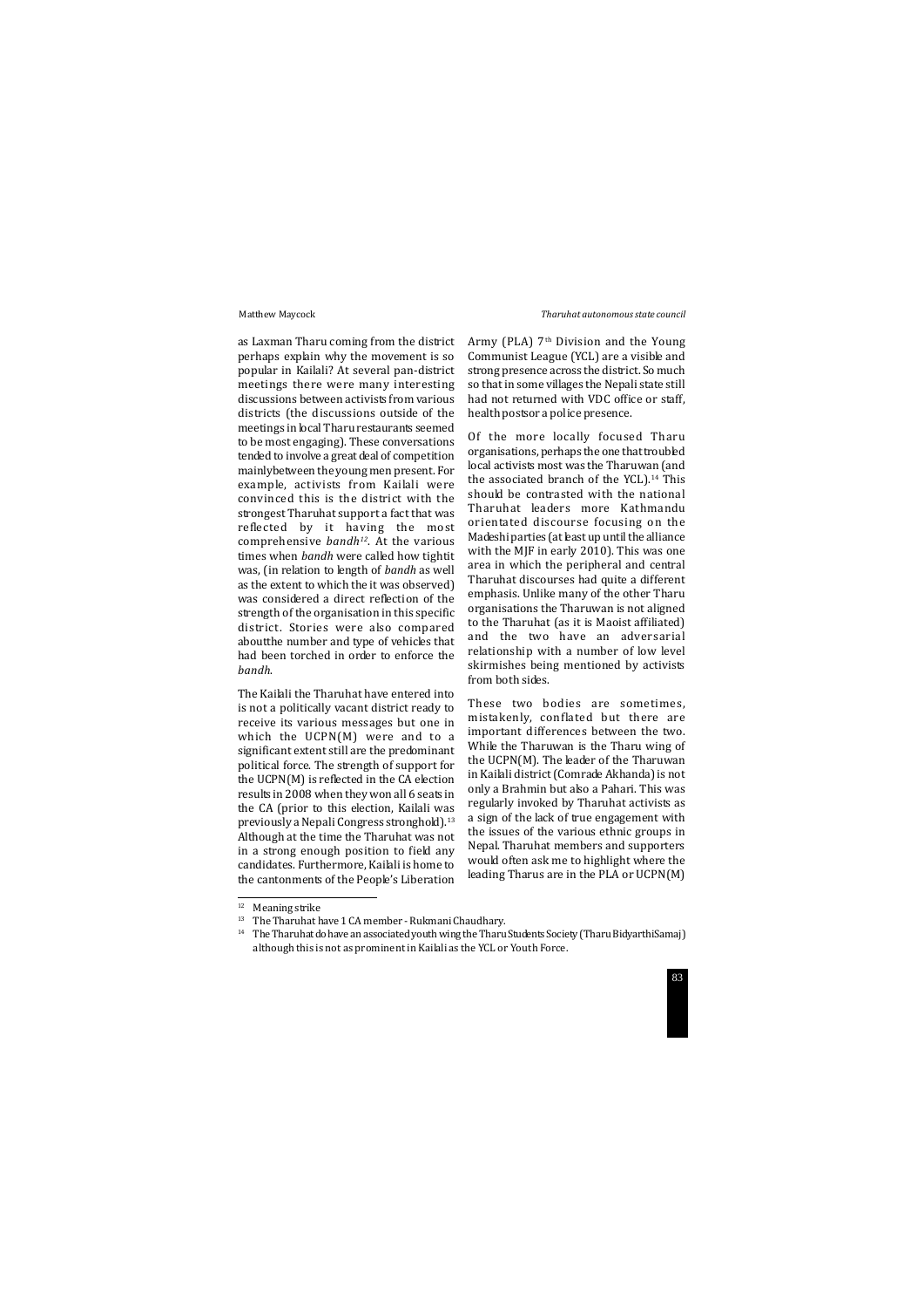as Laxman Tharu coming from the district perhaps explain why the movement is so popular in Kailali? At several pan-district meetings there were many interesting discussions between activists from various districts (the discussions outside of the meetings in local Tharu restaurants seemed to be most engaging). These conversations tended to involve a great deal of competition mainlybetween the young men present. For example, activists from Kailali were convinced this is the district with the strongest Tharuhat support a fact that was reflected by it having the most comprehensive *bandh*[12]. At the various times when *bandh* were called how tightit was, (in relation to length of *bandh* as well as the extent to which the it was observed) was considered a direct reflection of the strength of the organisation in this specific district. Stories were also compared aboutthe number and type of vehicles that had been torched in order to enforce the *bandh*.

The Kailali the Tharuhat have entered into is not a politically vacant district ready to receive its various messages but one in which the UCPN(M) were and to a significant extent still are the predominant political force. The strength of support for the UCPN(M) is reflected in the CA election results in 2008 when they won all 6 seats in the CA (prior to this election, Kailali was previously a Nepali Congress stronghold).[13] Although at the time the Tharuhat was not in a strong enough position to field any candidates. Furthermore, Kailali is home to the cantonments of the People's Liberation Army (PLA) 7th Division and the Young Communist League (YCL) are a visible and strong presence across the district. So much so that in some villages the Nepali state still had not returned with VDC office or staff, health postsor a police presence.

Of the more locally focused Tharu organisations, perhaps the one that troubled local activists most was the Tharuwan (and the associated branch of the YCL).[14] This should be contrasted with the national Tharuhat leaders more Kathmandu orientated discourse focusing on the Madeshi parties (at least up until the alliance with the MJF in early 2010). This was one area in which the peripheral and central Tharuhat discourses had quite a different emphasis. Unlike many of the other Tharu organisations the Tharuwan is not aligned to the Tharuhat (as it is Maoist affiliated) and the two have an adversarial relationship with a number of low level skirmishes being mentioned by activists from both sides.

These two bodies are sometimes, mistakenly, conflated but there are important differences between the two. While the Tharuwan is the Tharu wing of the UCPN(M). The leader of the Tharuwan in Kailali district (Comrade Akhanda) is not only a Brahmin but also a Pahari. This was regularly invoked by Tharuhat activists as a sign of the lack of true engagement with the issues of the various ethnic groups in Nepal. Tharuhat members and supporters would often ask me to highlight where the leading Tharus are in the PLA or UCPN(M)

---

[12] Meaning strike

[13] The Tharuhat have 1 CA member - Rukmani Chaudhary.

[14] The Tharuhat do have an associated youth wing the Tharu Students Society (Tharu BidyarthiSamaj) although this is not as prominent in Kailali as the YCL or Youth Force.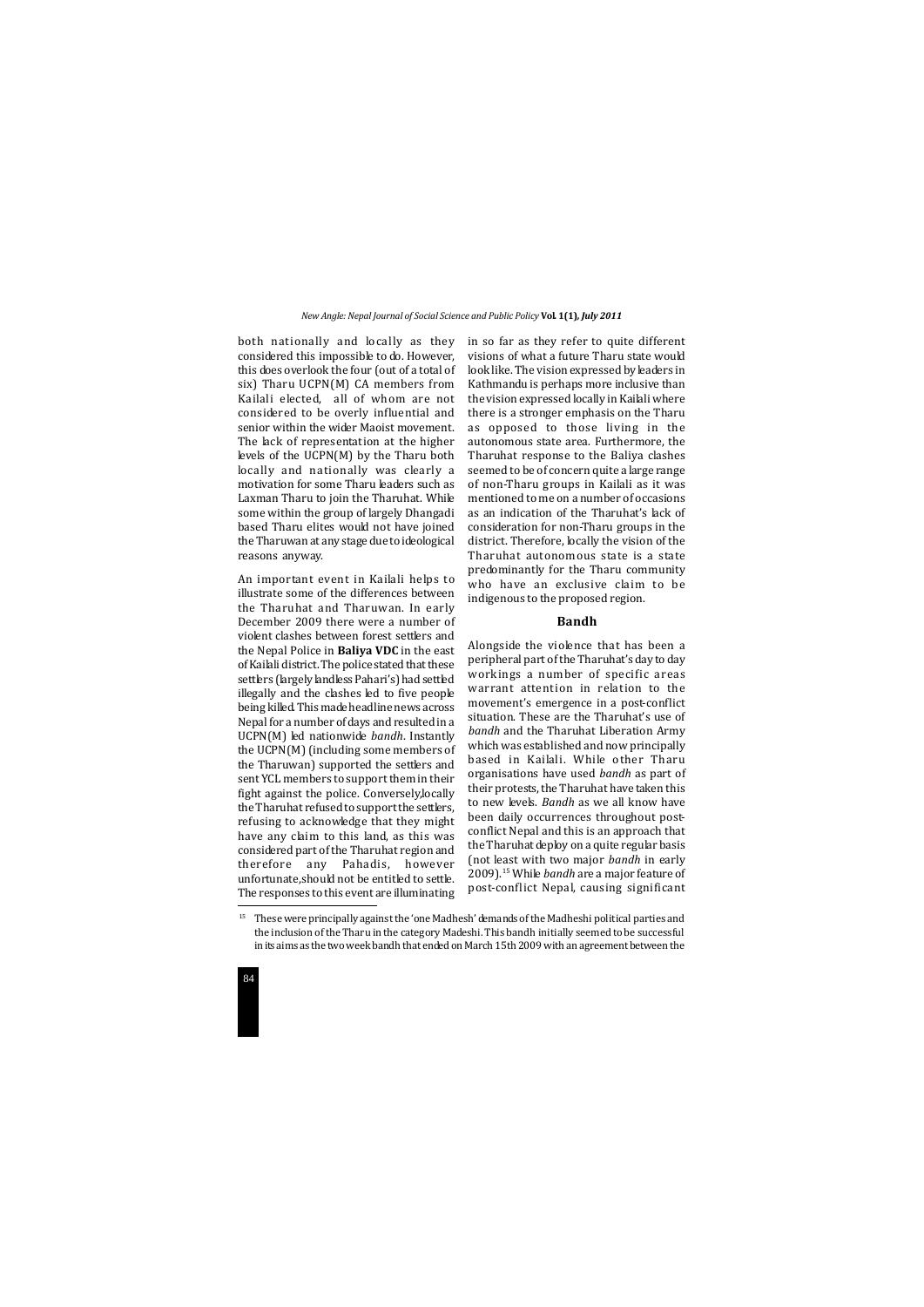both nationally and locally as they considered this impossible to do. However, this does overlook the four (out of a total of six) Tharu UCPN(M) CA members from Kailali elected, all of whom are not considered to be overly influential and senior within the wider Maoist movement. The lack of representation at the higher levels of the UCPN(M) by the Tharu both locally and nationally was clearly a motivation for some Tharu leaders such as Laxman Tharu to join the Tharuhat. While some within the group of largely Dhangadi based Tharu elites would not have joined the Tharuwan at any stage due to ideological reasons anyway.

An important event in Kailali helps to illustrate some of the differences between the Tharuhat and Tharuwan. In early December 2009 there were a number of violent clashes between forest settlers and the Nepal Police in **Baliya VDC** in the east of Kailali district. The police stated that these settlers (largely landless Pahari's) had settled illegally and the clashes led to five people being killed. This made headline news across Nepal for a number of days and resulted in a UCPN(M) led nationwide *bandh*. Instantly the UCPN(M) (including some members of the Tharuwan) supported the settlers and sent YCL members to support them in their fight against the police. Conversely,locally the Tharuhat refused to support the settlers, refusing to acknowledge that they might have any claim to this land, as this was considered part of the Tharuhat region and therefore any Pahadis, however unfortunate,should not be entitled to settle. The responses to this event are illuminating in so far as they refer to quite different visions of what a future Tharu state would look like. The vision expressed by leaders in Kathmandu is perhaps more inclusive than the vision expressed locally in Kailali where there is a stronger emphasis on the Tharu as opposed to those living in the autonomous state area. Furthermore, the Tharuhat response to the Baliya clashes seemed to be of concern quite a large range of non-Tharu groups in Kailali as it was mentioned to me on a number of occasions as an indication of the Tharuhat's lack of consideration for non-Tharu groups in the district. Therefore, locally the vision of the Tharuhat autonomous state is a state predominantly for the Tharu community who have an exclusive claim to be indigenous to the proposed region.

## Bandh

Alongside the violence that has been a peripheral part of the Tharuhat's day to day workings a number of specific areas warrant attention in relation to the movement's emergence in a post-conflict situation. These are the Tharuhat's use of *bandh* and the Tharuhat Liberation Army which was established and now principally based in Kailali. While other Tharu organisations have used *bandh* as part of their protests, the Tharuhat have taken this to new levels. *Bandh* as we all know have been daily occurrences throughout post-conflict Nepal and this is an approach that the Tharuhat deploy on a quite regular basis (not least with two major *bandh* in early 2009).[15] While *bandh* are a major feature of post-conflict Nepal, causing significant

[15] These were principally against the 'one Madhesh' demands of the Madheshi political parties and the inclusion of the Tharu in the category Madeshi. This bandh initially seemed to be successful in its aims as the two week bandh that ended on March 15th 2009 with an agreement between the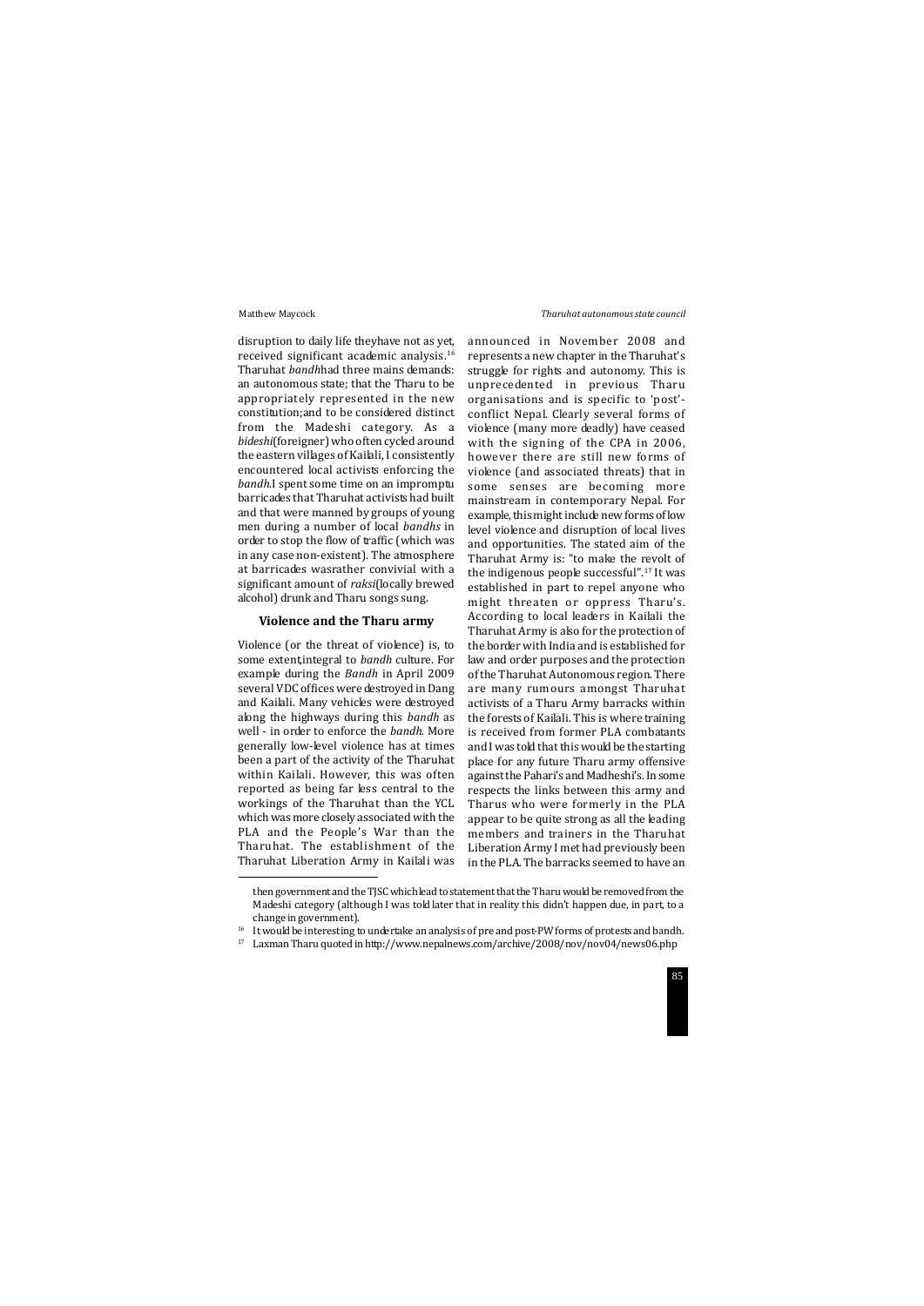disruption to daily life theyhave not as yet, received significant academic analysis.[16] Tharuhat *bandh*had three mains demands: an autonomous state; that the Tharu to be appropriately represented in the new constitution;and to be considered distinct from the Madeshi category. As a *bideshi*(foreigner) who often cycled around the eastern villages of Kailali, I consistently encountered local activists enforcing the *bandh*.I spent some time on an impromptu barricades that Tharuhat activists had built and that were manned by groups of young men during a number of local *bandhs* in order to stop the flow of traffic (which was in any case non-existent). The atmosphere at barricades wasrather convivial with a significant amount of *raksi*(locally brewed alcohol) drunk and Tharu songs sung.

### Violence and the Tharu army

Violence (or the threat of violence) is, to some extent,integral to *bandh* culture. For example during the *Bandh* in April 2009 several VDC offices were destroyed in Dang and Kailali. Many vehicles were destroyed along the highways during this *bandh* as well - in order to enforce the *bandh*. More generally low-level violence has at times been a part of the activity of the Tharuhat within Kailali. However, this was often reported as being far less central to the workings of the Tharuhat than the YCL which was more closely associated with the PLA and the People's War than the Tharuhat. The establishment of the Tharuhat Liberation Army in Kailali was announced in November 2008 and represents a new chapter in the Tharuhat's struggle for rights and autonomy. This is unprecedented in previous Tharu organisations and is specific to 'post'-conflict Nepal. Clearly several forms of violence (many more deadly) have ceased with the signing of the CPA in 2006, however there are still new forms of violence (and associated threats) that in some senses are becoming more mainstream in contemporary Nepal. For example, this might include new forms of low level violence and disruption of local lives and opportunities. The stated aim of the Tharuhat Army is: "to make the revolt of the indigenous people successful".[17] It was established in part to repel anyone who might threaten or oppress Tharu's. According to local leaders in Kailali the Tharuhat Army is also for the protection of the border with India and is established for law and order purposes and the protection of the Tharuhat Autonomous region. There are many rumours amongst Tharuhat activists of a Tharu Army barracks within the forests of Kailali. This is where training is received from former PLA combatants and I was told that this would be the starting place for any future Tharu army offensive against the Pahari's and Madheshi's. In some respects the links between this army and Tharus who were formerly in the PLA appear to be quite strong as all the leading members and trainers in the Tharuhat Liberation Army I met had previously been in the PLA. The barracks seemed to have an

---

then government and the TJSC which lead to statement that the Tharu would be removed from the Madeshi category (although I was told later that in reality this didn't happen due, in part, to a change in government).

[16] It would be interesting to undertake an analysis of pre and post-PW forms of protests and bandh.

[17] Laxman Tharu quoted in http://www.nepalnews.com/archive/2008/nov/nov04/news06.php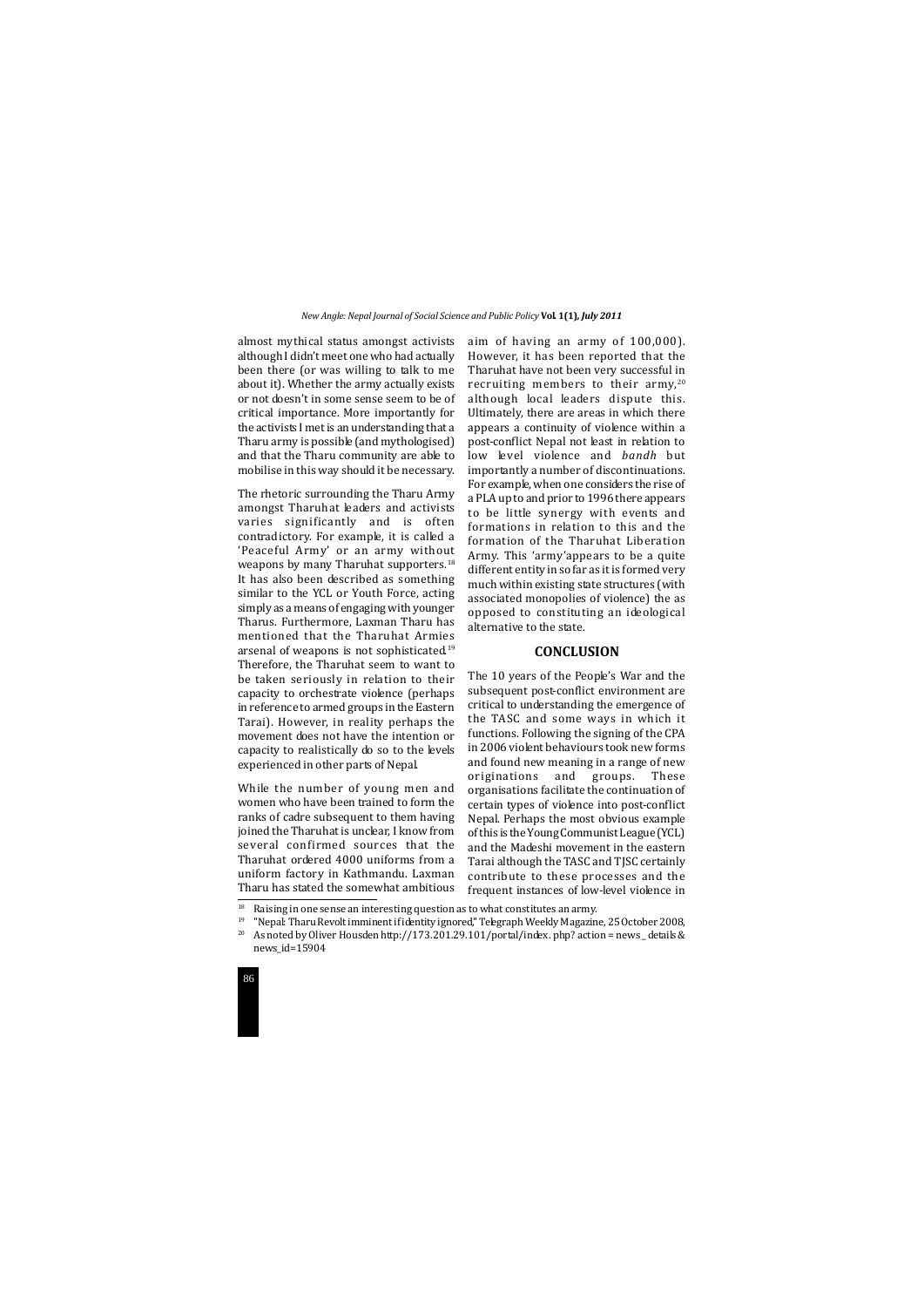almost mythical status amongst activists although I didn't meet one who had actually been there (or was willing to talk to me about it). Whether the army actually exists or not doesn't in some sense seem to be of critical importance. More importantly for the activists I met is an understanding that a Tharu army is possible (and mythologised) and that the Tharu community are able to mobilise in this way should it be necessary.

The rhetoric surrounding the Tharu Army amongst Tharuhat leaders and activists varies significantly and is often contradictory. For example, it is called a 'Peaceful Army' or an army without weapons by many Tharuhat supporters.[18] It has also been described as something similar to the YCL or Youth Force, acting simply as a means of engaging with younger Tharus. Furthermore, Laxman Tharu has mentioned that the Tharuhat Armies arsenal of weapons is not sophisticated.[19] Therefore, the Tharuhat seem to want to be taken seriously in relation to their capacity to orchestrate violence (perhaps in reference to armed groups in the Eastern Tarai). However, in reality perhaps the movement does not have the intention or capacity to realistically do so to the levels experienced in other parts of Nepal.

While the number of young men and women who have been trained to form the ranks of cadre subsequent to them having joined the Tharuhat is unclear, I know from several confirmed sources that the Tharuhat ordered 4000 uniforms from a uniform factory in Kathmandu. Laxman Tharu has stated the somewhat ambitious aim of having an army of 100,000). However, it has been reported that the Tharuhat have not been very successful in recruiting members to their army,[20] although local leaders dispute this. Ultimately, there are areas in which there appears a continuity of violence within a post-conflict Nepal not least in relation to low level violence and *bandh* but importantly a number of discontinuations. For example, when one considers the rise of a PLA up to and prior to 1996 there appears to be little synergy with events and formations in relation to this and the formation of the Tharuhat Liberation Army. This 'army'appears to be a quite different entity in so far as it is formed very much within existing state structures (with associated monopolies of violence) the as opposed to constituting an ideological alternative to the state.

## CONCLUSION

The 10 years of the People's War and the subsequent post-conflict environment are critical to understanding the emergence of the TASC and some ways in which it functions. Following the signing of the CPA in 2006 violent behaviours took new forms and found new meaning in a range of new originations and groups. These organisations facilitate the continuation of certain types of violence into post-conflict Nepal. Perhaps the most obvious example of this is the Young Communist League (YCL) and the Madeshi movement in the eastern Tarai although the TASC and TJSC certainly contribute to these processes and the frequent instances of low-level violence in

---

[18] Raising in one sense an interesting question as to what constitutes an army.

[19] "Nepal: Tharu Revolt imminent if identity ignored," Telegraph Weekly Magazine, 25 October 2008,

[20] As noted by Oliver Housden http://173.201.29.101/portal/index. php? action = news _ details & news_id=15904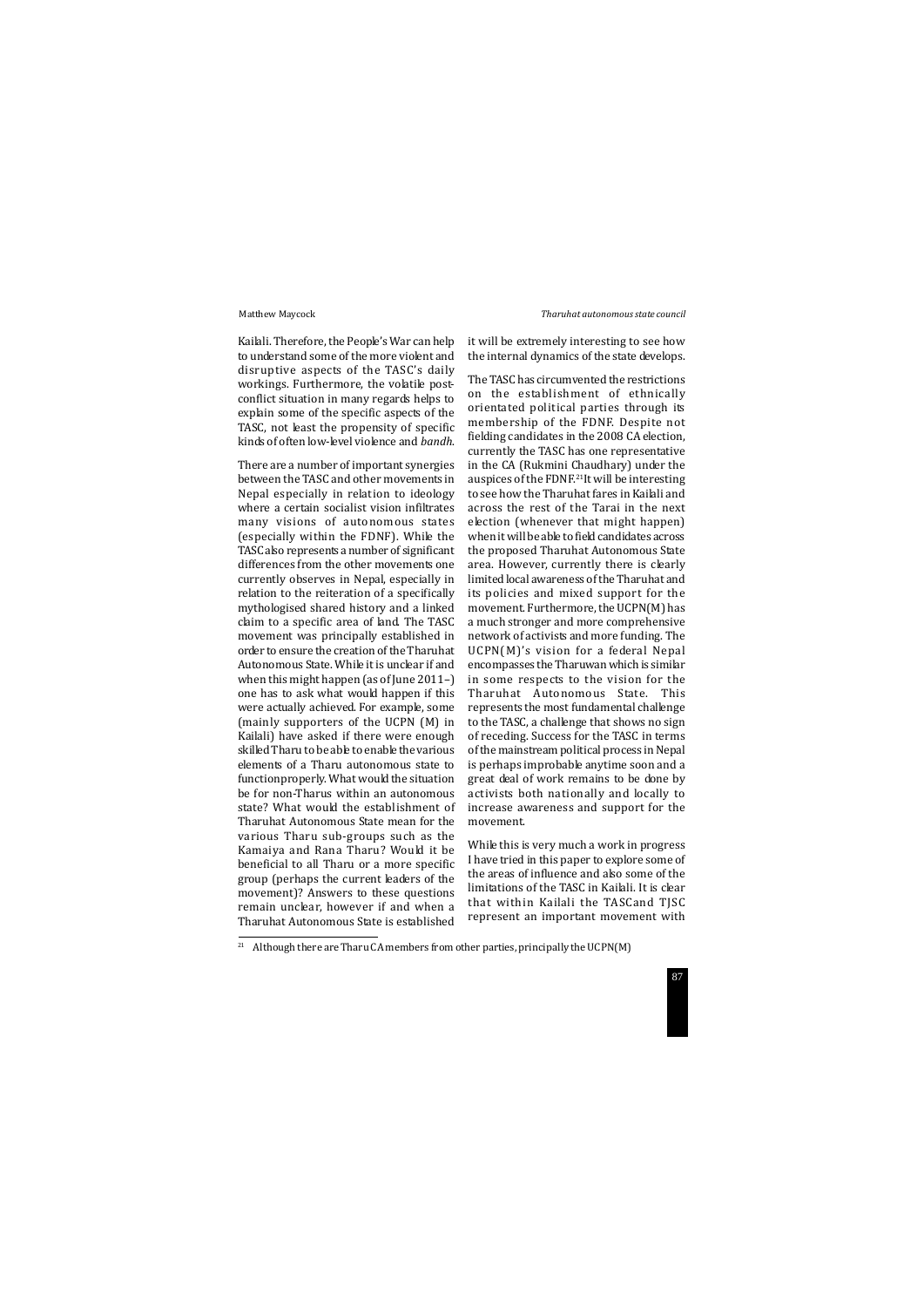Kailali. Therefore, the People's War can help to understand some of the more violent and disruptive aspects of the TASC's daily workings. Furthermore, the volatile post-conflict situation in many regards helps to explain some of the specific aspects of the TASC, not least the propensity of specific kinds of often low-level violence and *bandh*.

There are a number of important synergies between the TASC and other movements in Nepal especially in relation to ideology where a certain socialist vision infiltrates many visions of autonomous states (especially within the FDNF). While the TASC also represents a number of significant differences from the other movements one currently observes in Nepal, especially in relation to the reiteration of a specifically mythologised shared history and a linked claim to a specific area of land. The TASC movement was principally established in order to ensure the creation of the Tharuhat Autonomous State. While it is unclear if and when this might happen (as of June 2011–) one has to ask what would happen if this were actually achieved. For example, some (mainly supporters of the UCPN (M) in Kailali) have asked if there were enough skilled Tharu to be able to enable the various elements of a Tharu autonomous state to function properly. What would the situation be for non-Tharus within an autonomous state? What would the establishment of Tharuhat Autonomous State mean for the various Tharu sub-groups such as the Kamaiya and Rana Tharu? Would it be beneficial to all Tharu or a more specific group (perhaps the current leaders of the movement)? Answers to these questions remain unclear, however if and when a Tharuhat Autonomous State is established it will be extremely interesting to see how the internal dynamics of the state develops.

The TASC has circumvented the restrictions on the establishment of ethnically orientated political parties through its membership of the FDNF. Despite not fielding candidates in the 2008 CA election, currently the TASC has one representative in the CA (Rukmini Chaudhary) under the auspices of the FDNF.[21] It will be interesting to see how the Tharuhat fares in Kailali and across the rest of the Tarai in the next election (whenever that might happen) when it will be able to field candidates across the proposed Tharuhat Autonomous State area. However, currently there is clearly limited local awareness of the Tharuhat and its policies and mixed support for the movement. Furthermore, the UCPN(M) has a much stronger and more comprehensive network of activists and more funding. The UCPN(M)'s vision for a federal Nepal encompasses the Tharuwan which is similar in some respects to the vision for the Tharuhat Autonomous State. This represents the most fundamental challenge to the TASC, a challenge that shows no sign of receding. Success for the TASC in terms of the mainstream political process in Nepal is perhaps improbable anytime soon and a great deal of work remains to be done by activists both nationally and locally to increase awareness and support for the movement.

While this is very much a work in progress I have tried in this paper to explore some of the areas of influence and also some of the limitations of the TASC in Kailali. It is clear that within Kailali the TASC and TJSC represent an important movement with

[21] Although there are Tharu CA members from other parties, principally the UCPN(M)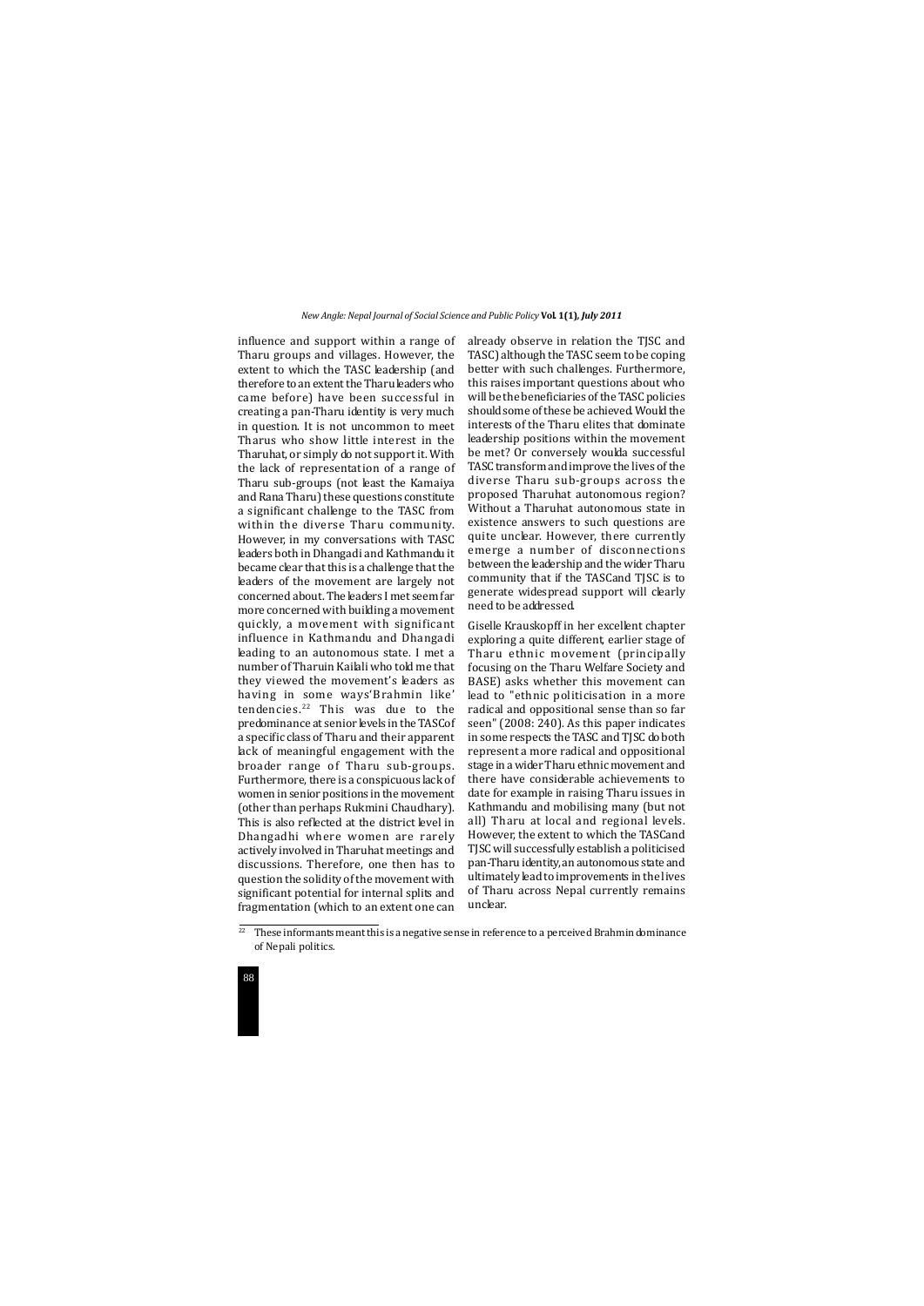influence and support within a range of Tharu groups and villages. However, the extent to which the TASC leadership (and therefore to an extent the Tharu leaders who came before) have been successful in creating a pan-Tharu identity is very much in question. It is not uncommon to meet Tharus who show little interest in the Tharuhat, or simply do not support it. With the lack of representation of a range of Tharu sub-groups (not least the Kamaiya and Rana Tharu) these questions constitute a significant challenge to the TASC from within the diverse Tharu community. However, in my conversations with TASC leaders both in Dhangadi and Kathmandu it became clear that this is a challenge that the leaders of the movement are largely not concerned about. The leaders I met seem far more concerned with building a movement quickly, a movement with significant influence in Kathmandu and Dhangadi leading to an autonomous state. I met a number of Tharuin Kailali who told me that they viewed the movement's leaders as having in some ways'Brahmin like' tendencies.[22] This was due to the predominance at senior levels in the TASCof a specific class of Tharu and their apparent lack of meaningful engagement with the broader range of Tharu sub-groups. Furthermore, there is a conspicuous lack of women in senior positions in the movement (other than perhaps Rukmini Chaudhary). This is also reflected at the district level in Dhangadhi where women are rarely actively involved in Tharuhat meetings and discussions. Therefore, one then has to question the solidity of the movement with significant potential for internal splits and fragmentation (which to an extent one can already observe in relation the TJSC and TASC) although the TASC seem to be coping better with such challenges. Furthermore, this raises important questions about who will be the beneficiaries of the TASC policies should some of these be achieved. Would the interests of the Tharu elites that dominate leadership positions within the movement be met? Or conversely woulda successful TASC transform and improve the lives of the diverse Tharu sub-groups across the proposed Tharuhat autonomous region? Without a Tharuhat autonomous state in existence answers to such questions are quite unclear. However, there currently emerge a number of disconnections between the leadership and the wider Tharu community that if the TASCand TJSC is to generate widespread support will clearly need to be addressed.

Giselle Krauskopff in her excellent chapter exploring a quite different, earlier stage of Tharu ethnic movement (principally focusing on the Tharu Welfare Society and BASE) asks whether this movement can lead to "ethnic politicisation in a more radical and oppositional sense than so far seen" (2008: 240). As this paper indicates in some respects the TASC and TJSC do both represent a more radical and oppositional stage in a wider Tharu ethnic movement and there have considerable achievements to date for example in raising Tharu issues in Kathmandu and mobilising many (but not all) Tharu at local and regional levels. However, the extent to which the TASCand TJSC will successfully establish a politicised pan-Tharu identity, an autonomous state and ultimately lead to improvements in the lives of Tharu across Nepal currently remains unclear.

[22] These informants meant this is a negative sense in reference to a perceived Brahmin dominance of Nepali politics.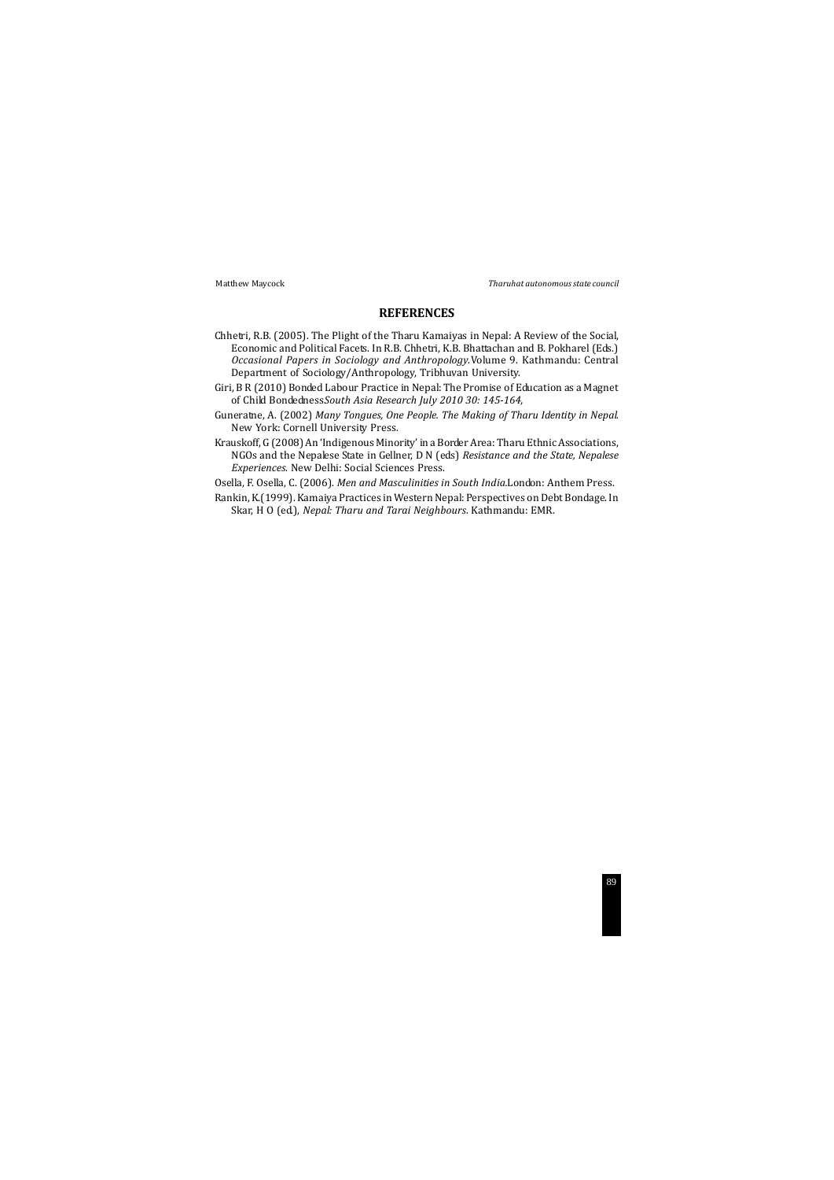## REFERENCES

Chhetri, R.B. (2005). The Plight of the Tharu Kamaiyas in Nepal: A Review of the Social, Economic and Political Facets. In R.B. Chhetri, K.B. Bhattachan and B. Pokharel (Eds.) *Occasional Papers in Sociology and Anthropology.* Volume 9. Kathmandu: Central Department of Sociology/Anthropology, Tribhuvan University.

Giri, B R (2010) Bonded Labour Practice in Nepal: The Promise of Education as a Magnet of Child Bondedness *South Asia Research July 2010 30: 145-164,*

Guneratne, A. (2002) *Many Tongues, One People. The Making of Tharu Identity in Nepal.* New York: Cornell University Press.

Krauskoff, G (2008) An 'Indigenous Minority' in a Border Area: Tharu Ethnic Associations, NGOs and the Nepalese State in Gellner, D N (eds) *Resistance and the State, Nepalese Experiences.* New Delhi: Social Sciences Press.

Osella, F. Osella, C. (2006). *Men and Masculinities in South India.* London: Anthem Press.

Rankin, K.(1999). Kamaiya Practices in Western Nepal: Perspectives on Debt Bondage. In Skar, H O (ed.), *Nepal: Tharu and Tarai Neighbours*. Kathmandu: EMR.